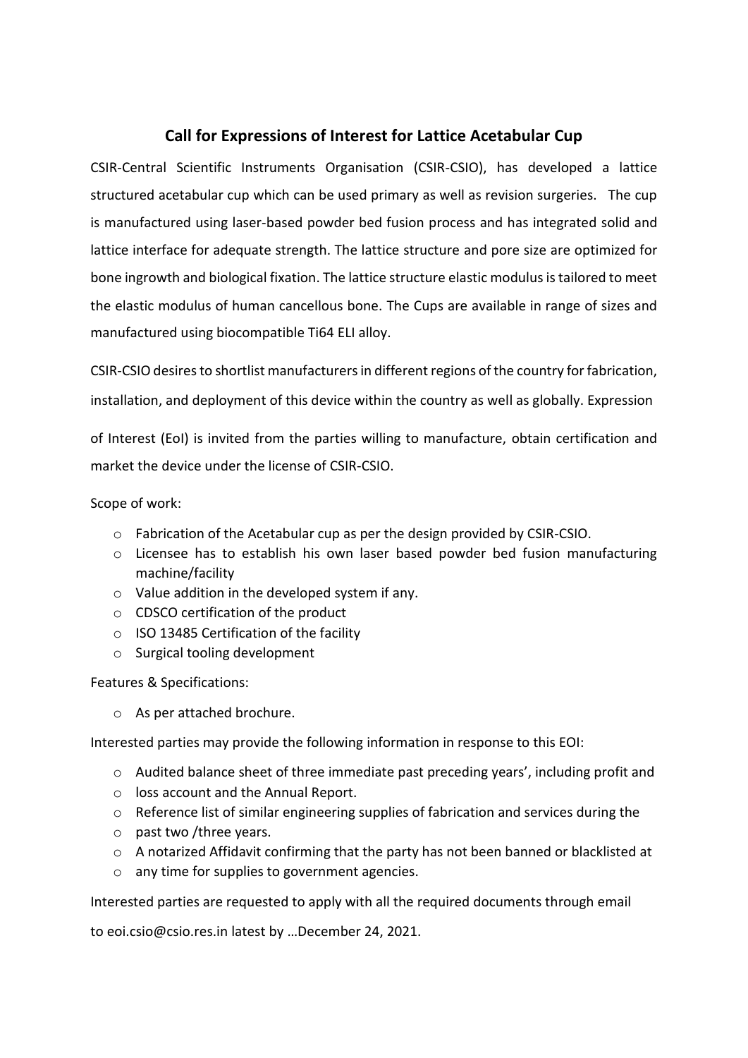# Call for Expressions of Interest for Lattice Acetabular Cup

CSIR-Central Scientific Instruments Organisation (CSIR-CSIO), has developed a lattice structured acetabular cup which can be used primary as well as revision surgeries. The cup is manufactured using laser-based powder bed fusion process and has integrated solid and lattice interface for adequate strength. The lattice structure and pore size are optimized for bone ingrowth and biological fixation. The lattice structure elastic modulus is tailored to meet the elastic modulus of human cancellous bone. The Cups are available in range of sizes and manufactured using biocompatible Ti64 ELI alloy.

CSIR-CSIO desires to shortlist manufacturers in different regions of the country for fabrication, installation, and deployment of this device within the country as well as globally. Expression

of Interest (EoI) is invited from the parties willing to manufacture, obtain certification and market the device under the license of CSIR-CSIO.

Scope of work:

- Fabrication of the Acetabular cup as per the design provided by CSIR-CSIO.
- Licensee has to establish his own laser based powder bed fusion manufacturing machine/facility
- Value addition in the developed system if any.
- CDSCO certification of the product
- ISO 13485 Certification of the facility
- Surgical tooling development

Features & Specifications:

- As per attached brochure.

Interested parties may provide the following information in response to this EOI:

- Audited balance sheet of three immediate past preceding years', including profit and
- loss account and the Annual Report.
- Reference list of similar engineering supplies of fabrication and services during the
- past two /three years.
- A notarized Affidavit confirming that the party has not been banned or blacklisted at
- any time for supplies to government agencies.

Interested parties are requested to apply with all the required documents through email

to eoi.csio@csio.res.in latest by …December 24, 2021.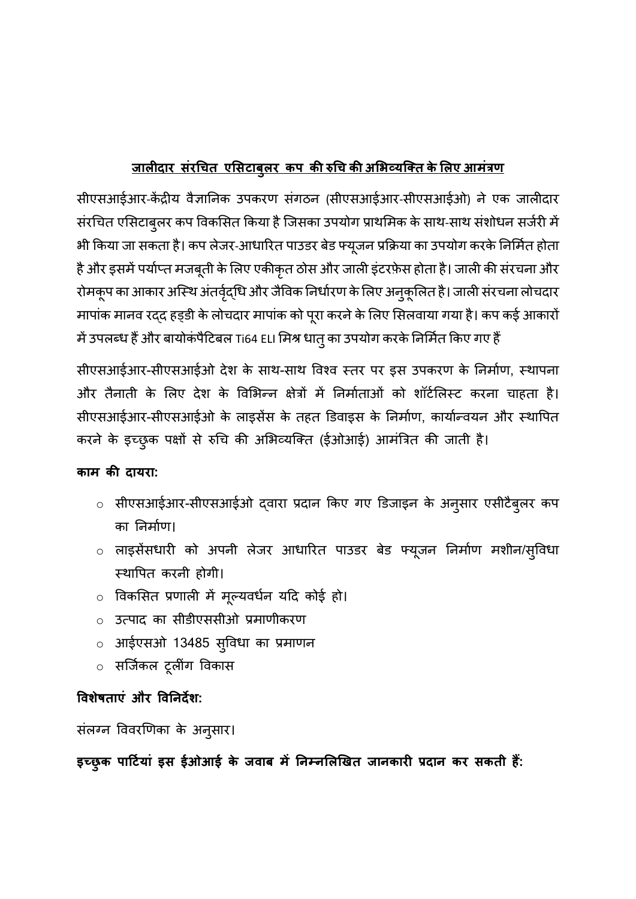## जालीदार संरचित एसिटाबुलर कप की रुचि की अभिव्यक्ति के लिए आमंत्रण

सीएसआईआर-केंद्रीय वैज्ञानिक उपकरण संगठन (सीएसआईआर-सीएसआईओ) ने एक जालीदार संरचित एसिटाबुलर कप विकसित किया है जिसका उपयोग प्राथमिक के साथ-साथ संशोधन सर्जरी में भी किया जा सकता है। कप लेजर-आधारित पाउडर बेड फ्यूजन प्रक्रिया का उपयोग करके निर्मित होता है और इसमें पर्याप्त मजबूती के लिए एकीकृत ठोस और जाली इंटरफ़ेस होता है। जाली की संरचना और रोमकूप का आकार अस्थि अंतर्वृद्धि और जैविक निर्धारण के लिए अनुकूलित है। जाली संरचना लोचदार मापांक मानव रद्द हड्डी के लोचदार मापांक को पूरा करने के लिए सिलवाया गया है। कप कई आकारों में उपलब्ध हैं और बायोकंपैटिबल Ti64 ELI मिश्र धातु का उपयोग करके निर्मित किए गए हैं

सीएसआईआर-सीएसआईओ देश के साथ-साथ विश्व स्तर पर इस उपकरण के निर्माण, स्थापना और तैनाती के लिए देश के विभिन्न क्षेत्रों में निर्माताओं को शॉर्टलिस्ट करना चाहता है। सीएसआईआर-सीएसआईओ के लाइसेंस के तहत डिवाइस के निर्माण, कार्यान्वयन और स्थापित करने के इच्छुक पक्षों से रुचि की अभिव्यक्ति (ईओआई) आमंत्रित की जाती है।

**काम की दायरा:**

- सीएसआईआर-सीएसआईओ द्वारा प्रदान किए गए डिजाइन के अनुसार एसीटैबुलर कप का निर्माण।
- लाइसेंसधारी को अपनी लेजर आधारित पाउडर बेड फ्यूजन निर्माण मशीन/सुविधा स्थापित करनी होगी।
- विकसित प्रणाली में मूल्यवर्धन यदि कोई हो।
- उत्पाद का सीडीएससीओ प्रमाणीकरण
- आईएसओ 13485 सुविधा का प्रमाणन
- सर्जिकल टूलींग विकास

**विशेषताएं और विनिर्देश:**

संलग्न विवरणिका के अनुसार।

**इच्छुक पार्टियां इस ईओआई के जवाब में निम्नलिखित जानकारी प्रदान कर सकती हैं:**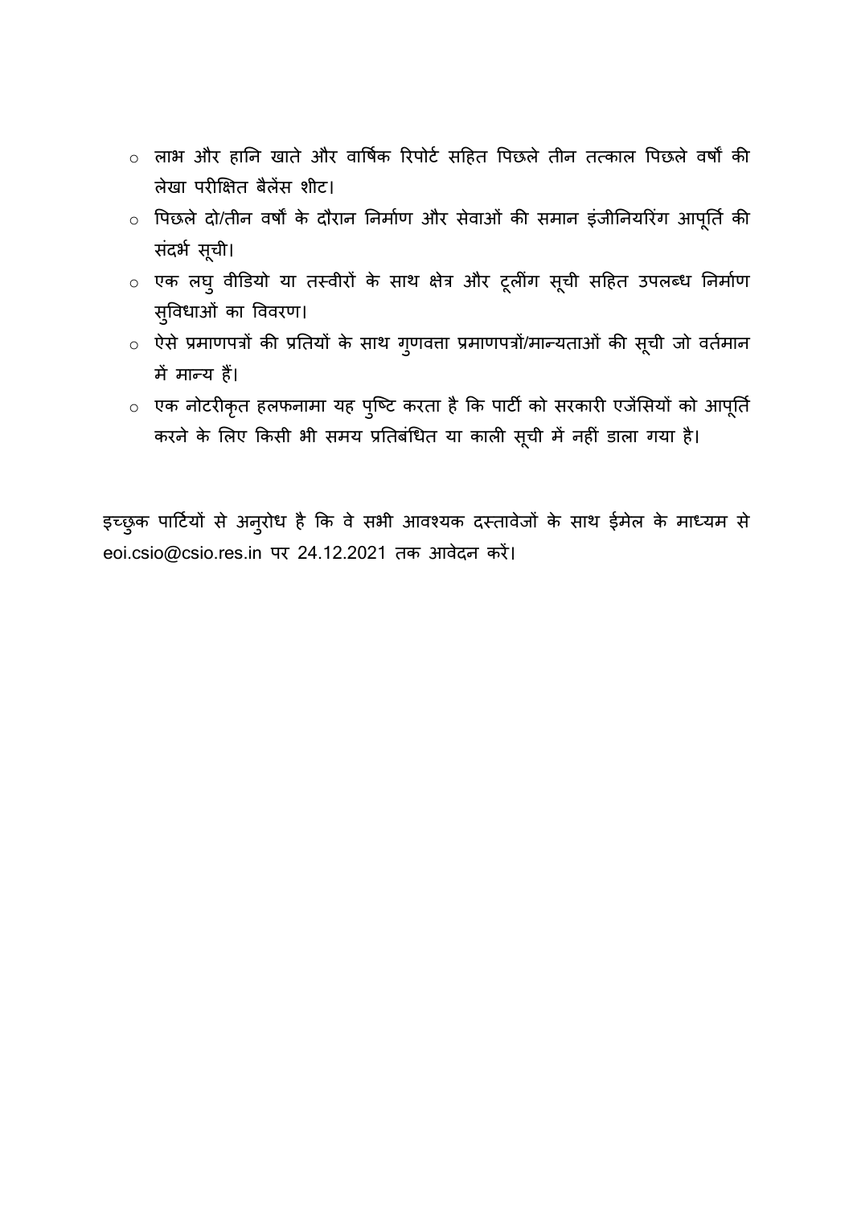- लाभ और हानि खाते और वार्षिक रिपोर्ट सहित पिछले तीन तत्काल पिछले वर्षों की लेखा परीक्षित बैलेंस शीट।
- पिछले दो/तीन वर्षों के दौरान निर्माण और सेवाओं की समान इंजीनियरिंग आपूर्ति की संदर्भ सूची।
- एक लघु वीडियो या तस्वीरों के साथ क्षेत्र और टूलींग सूची सहित उपलब्ध निर्माण सुविधाओं का विवरण।
- ऐसे प्रमाणपत्रों की प्रतियों के साथ गुणवत्ता प्रमाणपत्रों/मान्यताओं की सूची जो वर्तमान में मान्य हैं।
- एक नोटरीकृत हलफनामा यह पुष्टि करता है कि पार्टी को सरकारी एजेंसियों को आपूर्ति करने के लिए किसी भी समय प्रतिबंधित या काली सूची में नहीं डाला गया है।

इच्छुक पार्टियों से अनुरोध है कि वे सभी आवश्यक दस्तावेजों के साथ ईमेल के माध्यम से eoi.csio@csio.res.in पर 24.12.2021 तक आवेदन करें।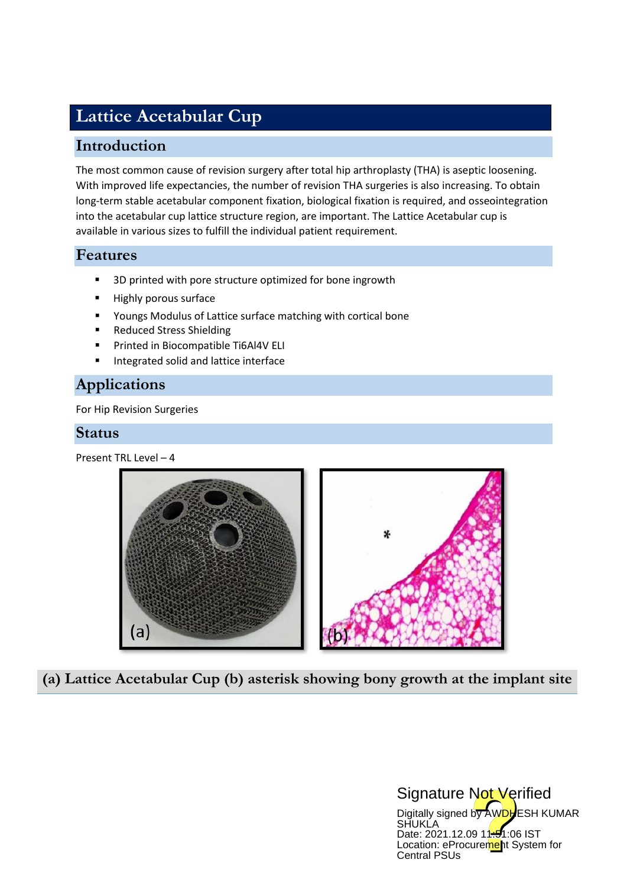# Lattice Acetabular Cup

## Introduction

The most common cause of revision surgery after total hip arthroplasty (THA) is aseptic loosening. With improved life expectancies, the number of revision THA surgeries is also increasing. To obtain long-term stable acetabular component fixation, biological fixation is required, and osseointegration into the acetabular cup lattice structure region, are important. The Lattice Acetabular cup is available in various sizes to fulfill the individual patient requirement.

## Features

- 3D printed with pore structure optimized for bone ingrowth
- Highly porous surface
- Youngs Modulus of Lattice surface matching with cortical bone
- Reduced Stress Shielding
- Printed in Biocompatible Ti6Al4V ELI
- Integrated solid and lattice interface

## Applications

For Hip Revision Surgeries

## Status

Present TRL Level – 4

(a) (b)

**(a) Lattice Acetabular Cup (b) asterisk showing bony growth at the implant site**

Signature Not Verified

Digitally signed by AWDHESH KUMAR SHUKLA
Date: 2021.12.09 11:51:06 IST
Location: eProcurement System for Central PSUs